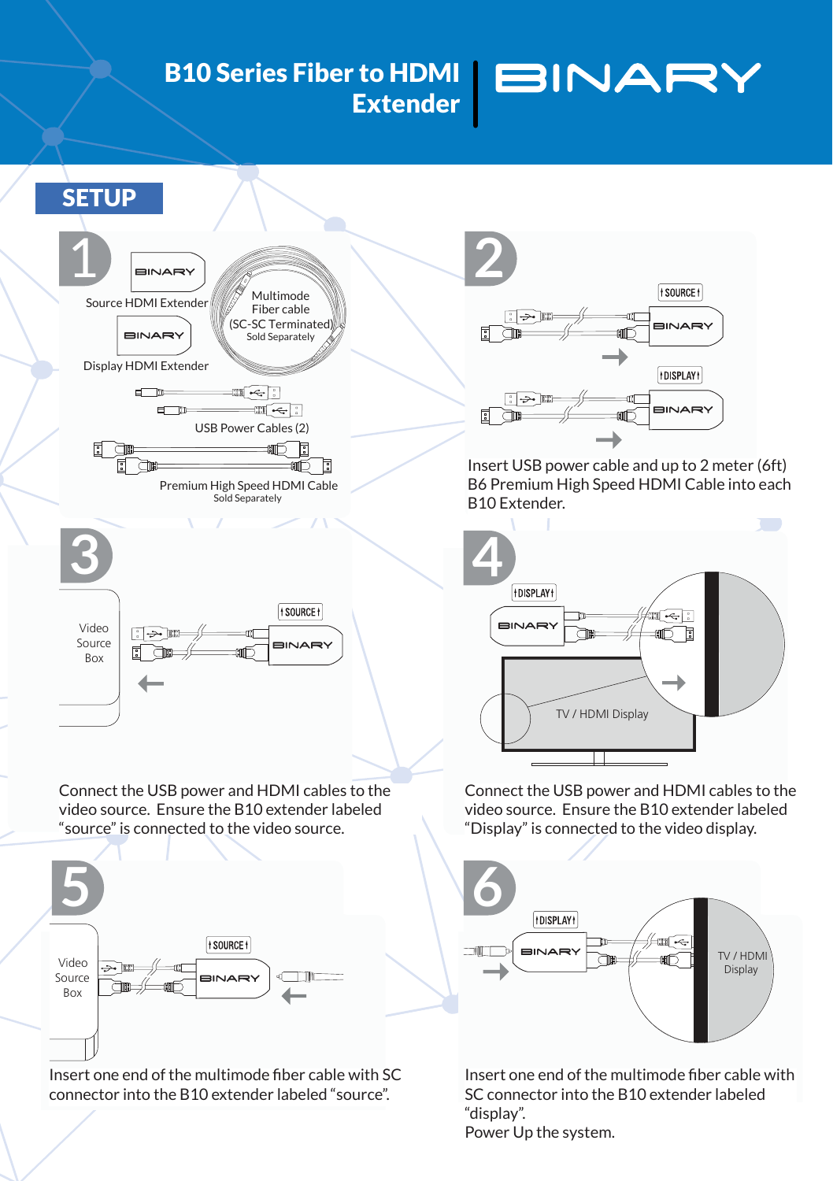# B10 Series Fiber to HDMI Extender

BINARY

## SETUP

### 1

Source HDMI Extender

Display HDMI Extender

Multimode Fiber cable (SC-SC Terminated) Sold Separately

USB Power Cables (2)

Premium High Speed HDMI Cable Sold Separately

### 2

Insert USB power cable and up to 2 meter (6ft) B6 Premium High Speed HDMI Cable into each B10 Extender.

### 3

Video Source Box

Connect the USB power and HDMI cables to the video source. Ensure the B10 extender labeled "source" is connected to the video source.

### 4

TV / HDMI Display

Connect the USB power and HDMI cables to the video source. Ensure the B10 extender labeled "Display" is connected to the video display.

### 5

Video Source Box

Insert one end of the multimode fiber cable with SC connector into the B10 extender labeled "source".

### 6

TV / HDMI Display

Insert one end of the multimode fiber cable with SC connector into the B10 extender labeled "display".

Power Up the system.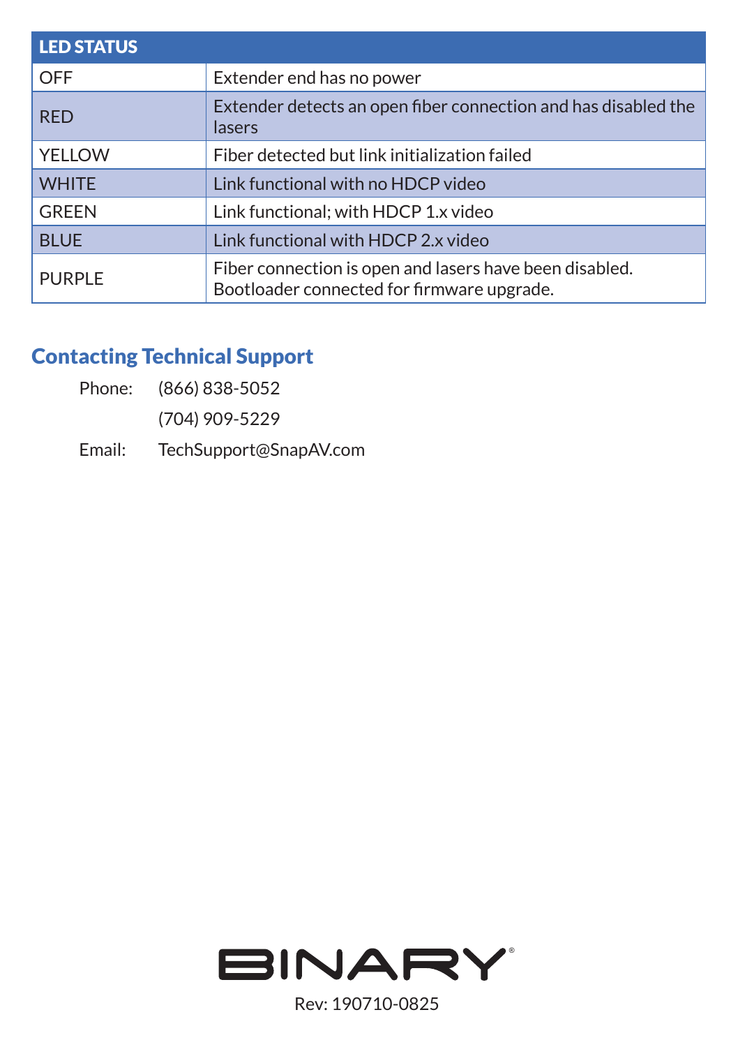| LED STATUS | |
|---|---|
| OFF | Extender end has no power |
| RED | Extender detects an open fiber connection and has disabled the lasers |
| YELLOW | Fiber detected but link initialization failed |
| WHITE | Link functional with no HDCP video |
| GREEN | Link functional; with HDCP 1.x video |
| BLUE | Link functional with HDCP 2.x video |
| PURPLE | Fiber connection is open and lasers have been disabled. Bootloader connected for firmware upgrade. |

## Contacting Technical Support

Phone: (866) 838-5052

(704) 909-5229

Email: TechSupport@SnapAV.com

BINARY®

Rev: 190710-0825